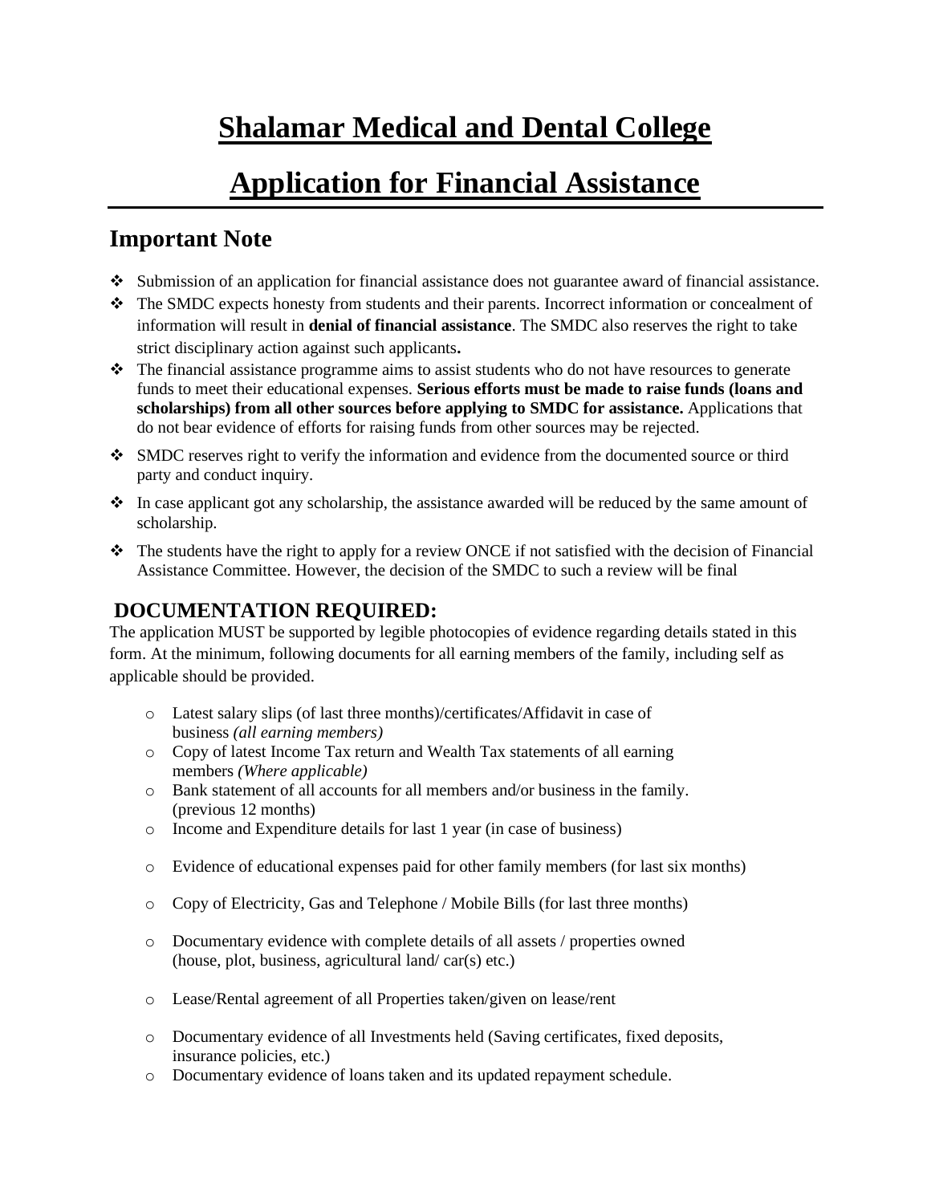# Shalamar Medical and Dental College

# Application for Financial Assistance

## Important Note

- Submission of an application for financial assistance does not guarantee award of financial assistance.
- The SMDC expects honesty from students and their parents. Incorrect information or concealment of information will result in **denial of financial assistance**. The SMDC also reserves the right to take strict disciplinary action against such applicants**.**
- The financial assistance programme aims to assist students who do not have resources to generate funds to meet their educational expenses. **Serious efforts must be made to raise funds (loans and scholarships) from all other sources before applying to SMDC for assistance.** Applications that do not bear evidence of efforts for raising funds from other sources may be rejected.
- SMDC reserves right to verify the information and evidence from the documented source or third party and conduct inquiry.
- In case applicant got any scholarship, the assistance awarded will be reduced by the same amount of scholarship.
- The students have the right to apply for a review ONCE if not satisfied with the decision of Financial Assistance Committee. However, the decision of the SMDC to such a review will be final

## DOCUMENTATION REQUIRED:

The application MUST be supported by legible photocopies of evidence regarding details stated in this form. At the minimum, following documents for all earning members of the family, including self as applicable should be provided.

- Latest salary slips (of last three months)/certificates/Affidavit in case of business *(all earning members)*
- Copy of latest Income Tax return and Wealth Tax statements of all earning members *(Where applicable)*
- Bank statement of all accounts for all members and/or business in the family. (previous 12 months)
- Income and Expenditure details for last 1 year (in case of business)
- Evidence of educational expenses paid for other family members (for last six months)
- Copy of Electricity, Gas and Telephone / Mobile Bills (for last three months)
- Documentary evidence with complete details of all assets / properties owned (house, plot, business, agricultural land/ car(s) etc.)
- Lease/Rental agreement of all Properties taken/given on lease/rent
- Documentary evidence of all Investments held (Saving certificates, fixed deposits, insurance policies, etc.)
- Documentary evidence of loans taken and its updated repayment schedule.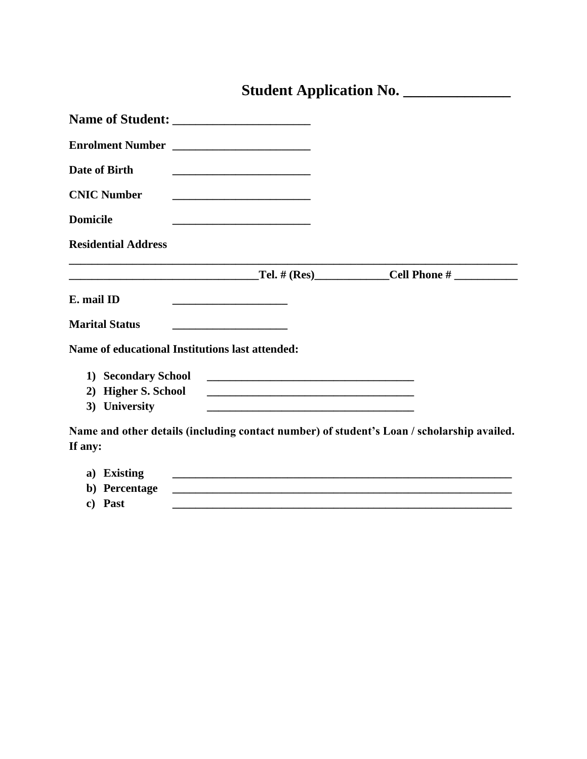## Student Application No. ______________

**Name of Student:** _____________________

**Enrolment Number** _______________________

**Date of Birth** _______________________

**CNIC Number** _______________________

**Domicile** _______________________

**Residential Address**

___________________________________________________________________________

________________________________ **Tel. # (Res)** ____________ **Cell Phone #** __________

**E. mail ID** ___________________

**Marital Status** ___________________

**Name of educational Institutions last attended:**

1) **Secondary School** ___________________________________
2) **Higher S. School** ___________________________________
3) **University** ___________________________________

**Name and other details (including contact number) of student's Loan / scholarship availed. If any:**

a) **Existing** _______________________________________________________
b) **Percentage** _______________________________________________________
c) **Past** _______________________________________________________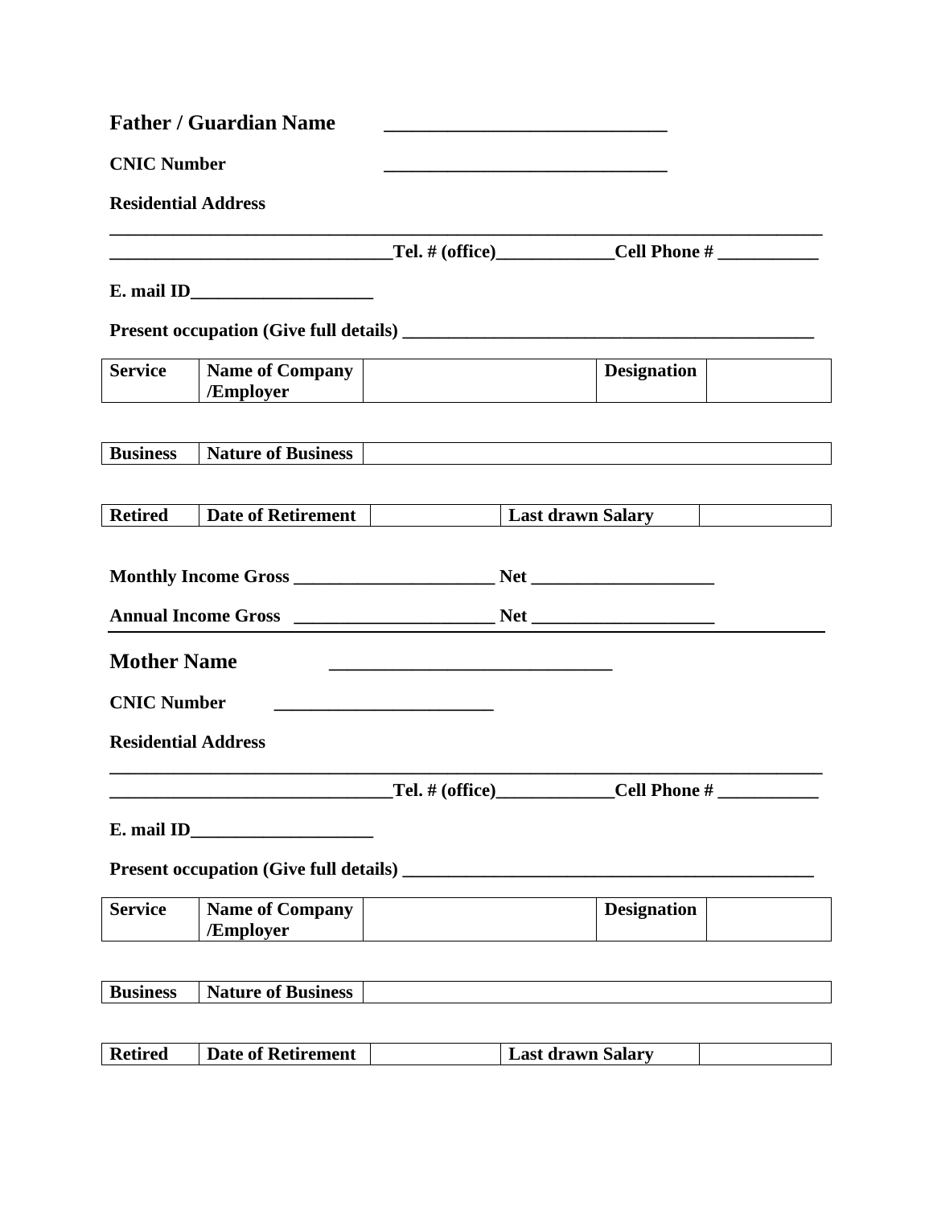**Father / Guardian Name** ____________________________

**CNIC Number** ______________________________

**Residential Address**

________________________________________________________________________

______________________________**Tel. # (office)**____________**Cell Phone #** ___________

**E. mail ID**____________________

**Present occupation (Give full details)** ____________________________________________

| **Service** | **Name of Company /Employer** | | **Designation** | |
|---|---|---|---|---|

| **Business** | **Nature of Business** | |
|---|---|---|

| **Retired** | **Date of Retirement** | | **Last drawn Salary** | |
|---|---|---|---|---|

**Monthly Income Gross** _____________________ **Net** ____________________

**Annual Income Gross** _____________________ **Net** ____________________

## Mother Name ____________________________

**CNIC Number** ________________________

**Residential Address**

________________________________________________________________________

______________________________**Tel. # (office)**____________**Cell Phone #** ___________

**E. mail ID**____________________

**Present occupation (Give full details)** ____________________________________________

| **Service** | **Name of Company /Employer** | | **Designation** | |
|---|---|---|---|---|

| **Business** | **Nature of Business** | |
|---|---|---|

| **Retired** | **Date of Retirement** | | **Last drawn Salary** | |
|---|---|---|---|---|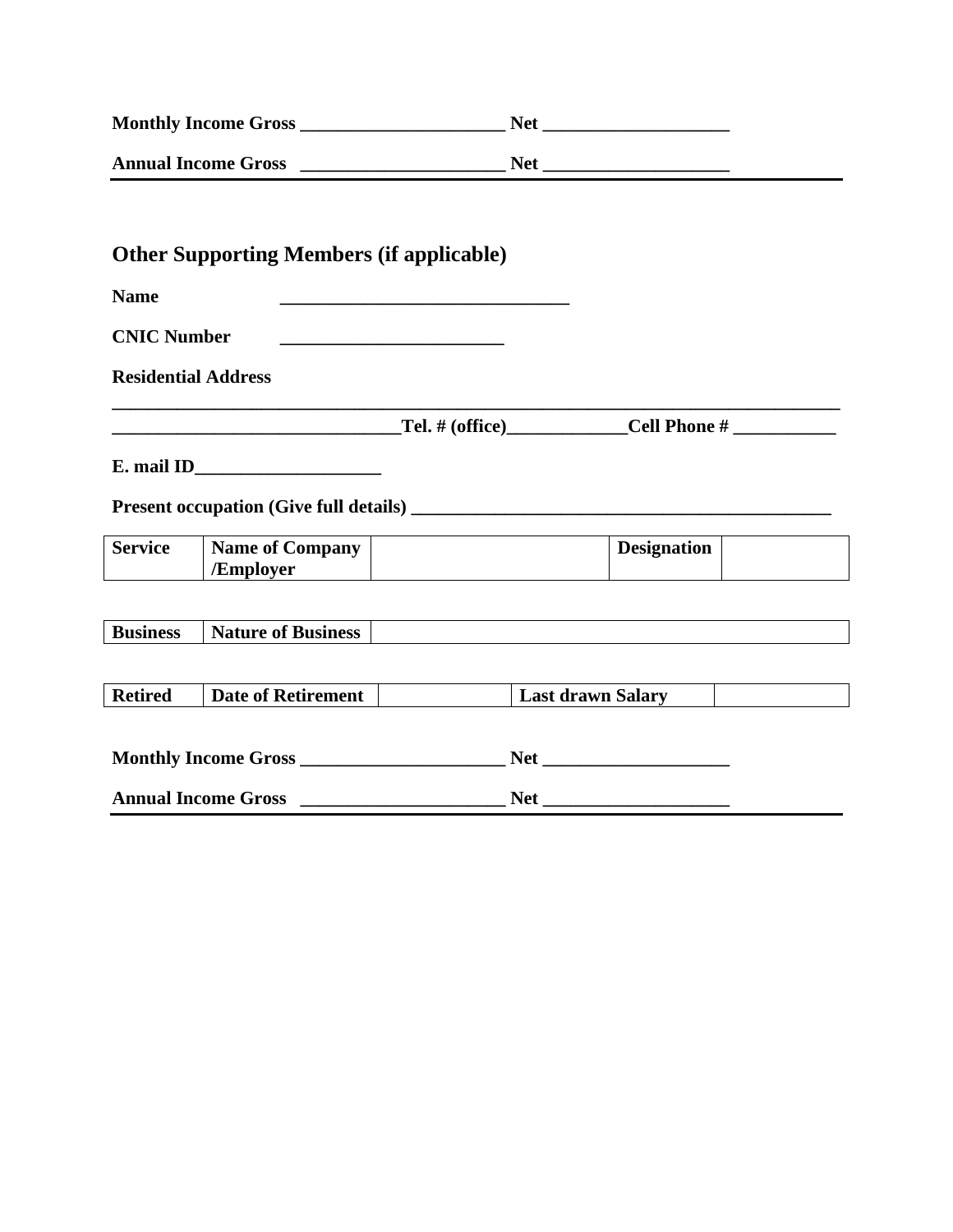**Monthly Income Gross ______________________ Net ____________________**

**Annual Income Gross ______________________ Net ____________________**

---

## Other Supporting Members (if applicable)

**Name** _______________________________

**CNIC Number** ________________________

**Residential Address**

**_______________________________________________________________________________**

**_______________________________Tel. # (office)_____________Cell Phone # ___________**

**E. mail ID____________________**

**Present occupation (Give full details) _____________________________________________**

| **Service** | **Name of Company /Employer** | | **Designation** | |
|---|---|---|---|---|

| **Business** | **Nature of Business** | |
|---|---|---|

| **Retired** | **Date of Retirement** | | **Last drawn Salary** | |
|---|---|---|---|---|

**Monthly Income Gross ______________________ Net ____________________**

**Annual Income Gross ______________________ Net ____________________**

---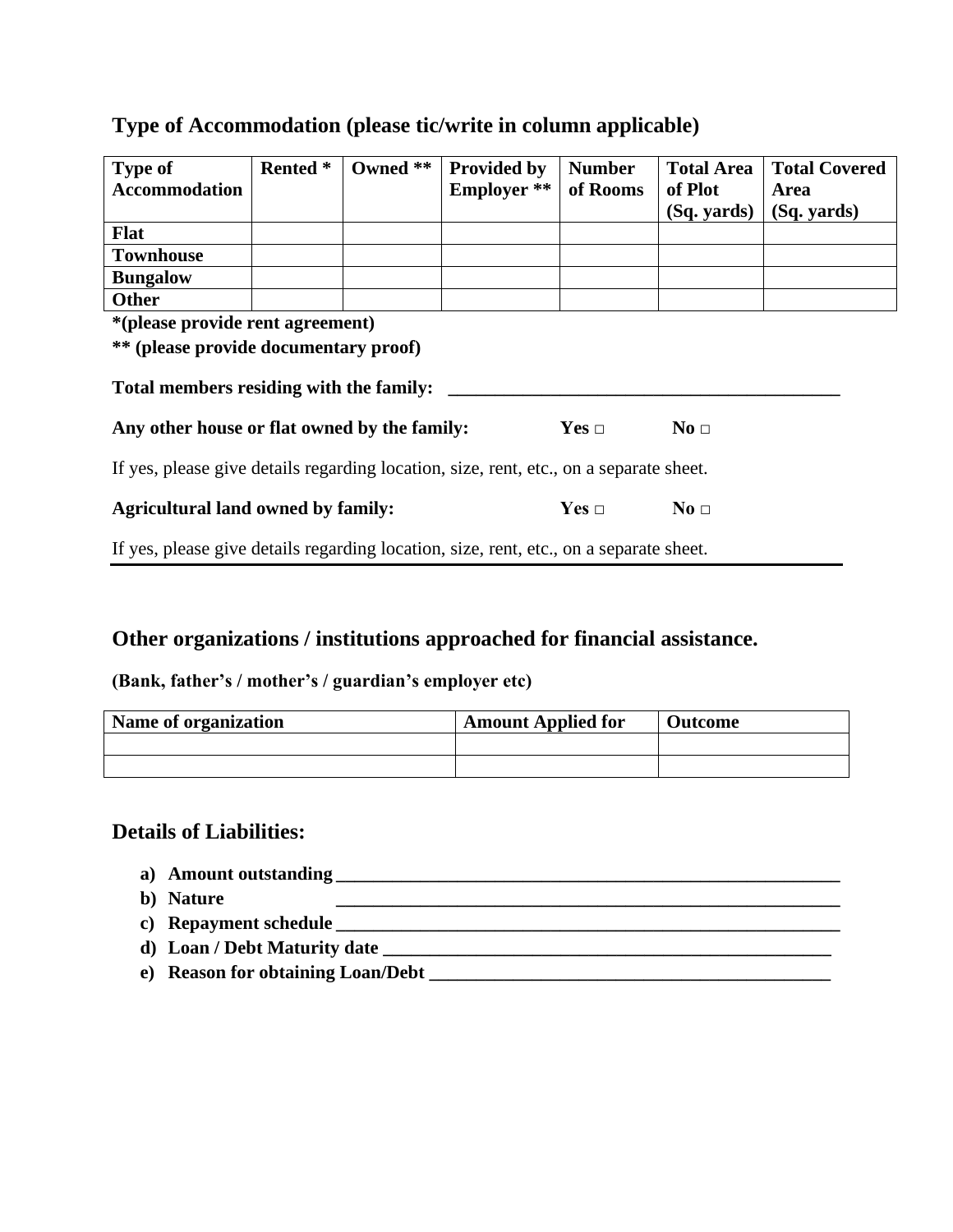## Type of Accommodation (please tic/write in column applicable)

| Type of Accommodation | Rented * | Owned ** | Provided by Employer ** | Number of Rooms | Total Area of Plot (Sq. yards) | Total Covered Area (Sq. yards) |
|---|---|---|---|---|---|---|
| **Flat** | | | | | | |
| **Townhouse** | | | | | | |
| **Bungalow** | | | | | | |
| **Other** | | | | | | |

**\*(please provide rent agreement)**

**\*\* (please provide documentary proof)**

**Total members residing with the family:** ____________________________________________

**Any other house or flat owned by the family:** **Yes □** **No □**

If yes, please give details regarding location, size, rent, etc., on a separate sheet.

**Agricultural land owned by family:** **Yes □** **No □**

If yes, please give details regarding location, size, rent, etc., on a separate sheet.

## Other organizations / institutions approached for financial assistance.

**(Bank, father's / mother's / guardian's employer etc)**

| Name of organization | Amount Applied for | Outcome |
|---|---|---|
| | | |
| | | |

## Details of Liabilities:

a) **Amount outstanding** ________________________________________________________
b) **Nature** ________________________________________________________
c) **Repayment schedule** ________________________________________________________
d) **Loan / Debt Maturity date** __________________________________________________
e) **Reason for obtaining Loan/Debt** _____________________________________________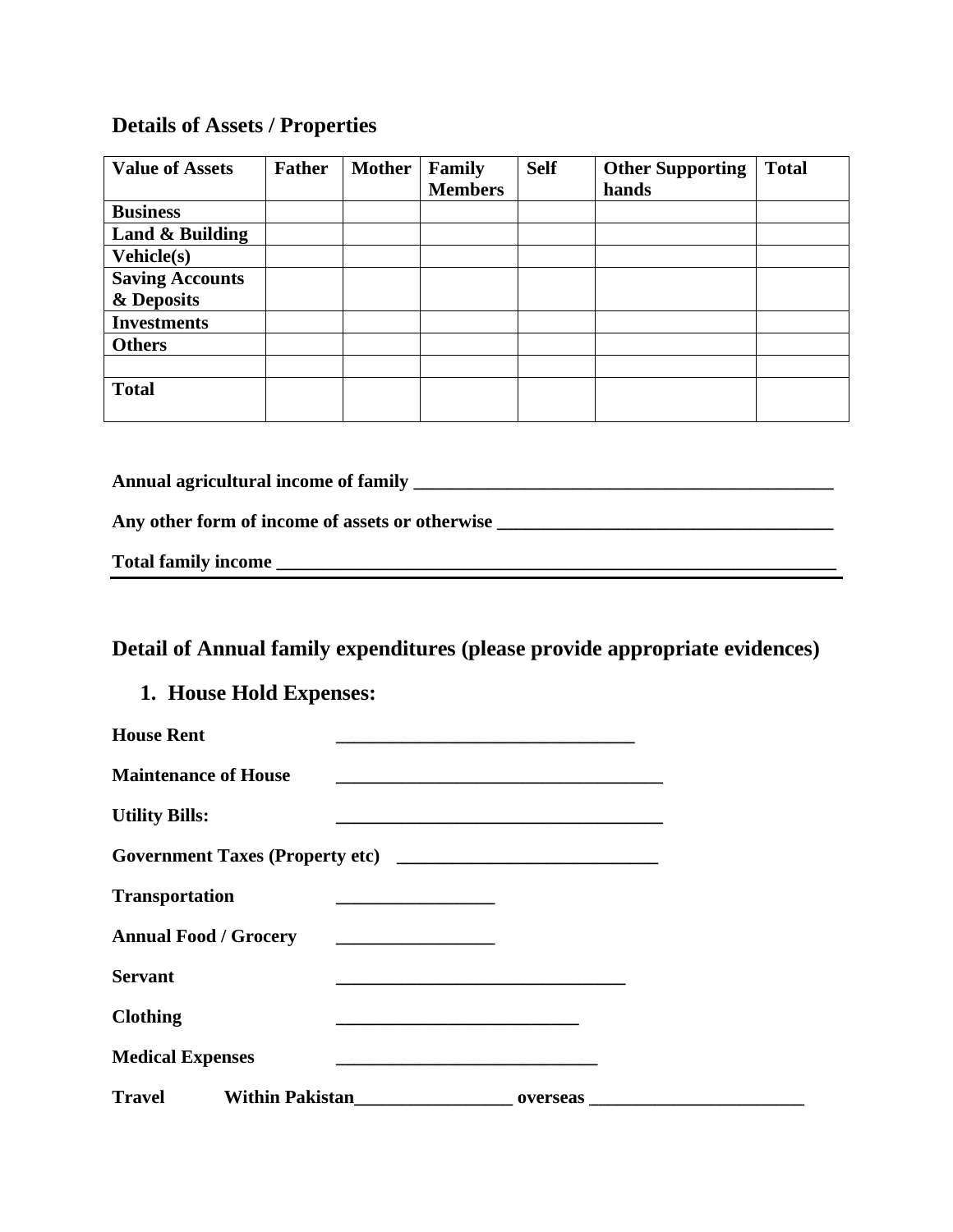## Details of Assets / Properties

| Value of Assets | Father | Mother | Family Members | Self | Other Supporting hands | Total |
|---|---|---|---|---|---|---|
| **Business** | | | | | | |
| **Land & Building** | | | | | | |
| **Vehicle(s)** | | | | | | |
| **Saving Accounts & Deposits** | | | | | | |
| **Investments** | | | | | | |
| **Others** | | | | | | |
| | | | | | | |
| **Total** | | | | | | |

**Annual agricultural income of family** ______________________________________________

**Any other form of income of assets or otherwise** ____________________________________

**Total family income** _______________________________________________________________

---

## Detail of Annual family expenditures (please provide appropriate evidences)

### 1. House Hold Expenses:

**House Rent** _________________________________

**Maintenance of House** ____________________________________

**Utility Bills:** ____________________________________

**Government Taxes (Property etc)** ____________________________

**Transportation** _________________

**Annual Food / Grocery** _________________

**Servant** _______________________________

**Clothing** __________________________

**Medical Expenses** ____________________________

**Travel** **Within Pakistan**_________________ **overseas** _______________________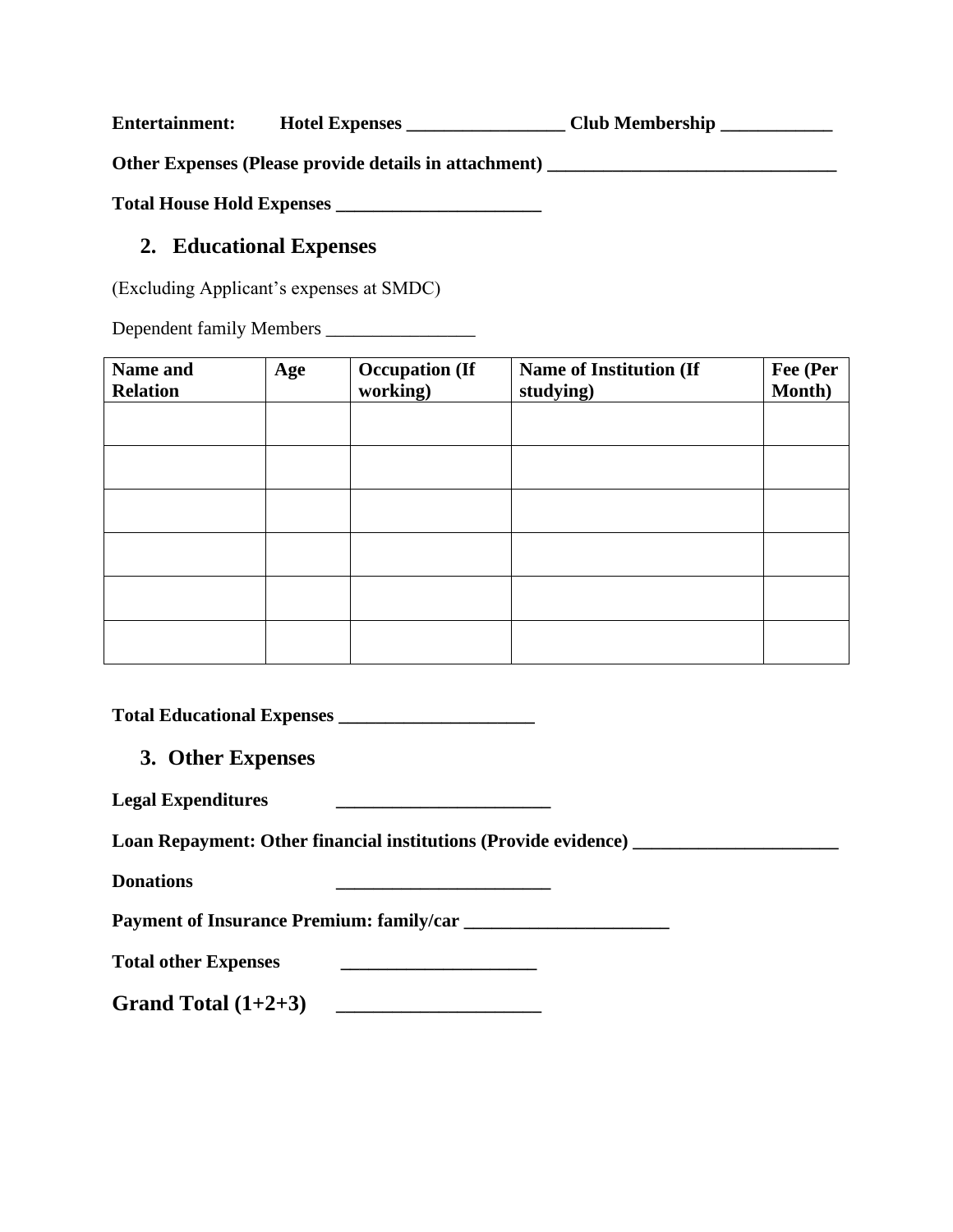**Entertainment:** **Hotel Expenses _________________ Club Membership ____________**

**Other Expenses (Please provide details in attachment) _______________________________**

**Total House Hold Expenses ______________________**

## 2. Educational Expenses

(Excluding Applicant's expenses at SMDC)

Dependent family Members ________________

| Name and Relation | Age | Occupation (If working) | Name of Institution (If studying) | Fee (Per Month) |
|---|---|---|---|---|
| | | | | |
| | | | | |
| | | | | |
| | | | | |
| | | | | |
| | | | | |

**Total Educational Expenses _____________________**

## 3. Other Expenses

**Legal Expenditures _______________________**

**Loan Repayment: Other financial institutions (Provide evidence) ______________________**

**Donations _______________________**

**Payment of Insurance Premium: family/car ______________________**

**Total other Expenses _____________________**

**Grand Total (1+2+3) _____________________**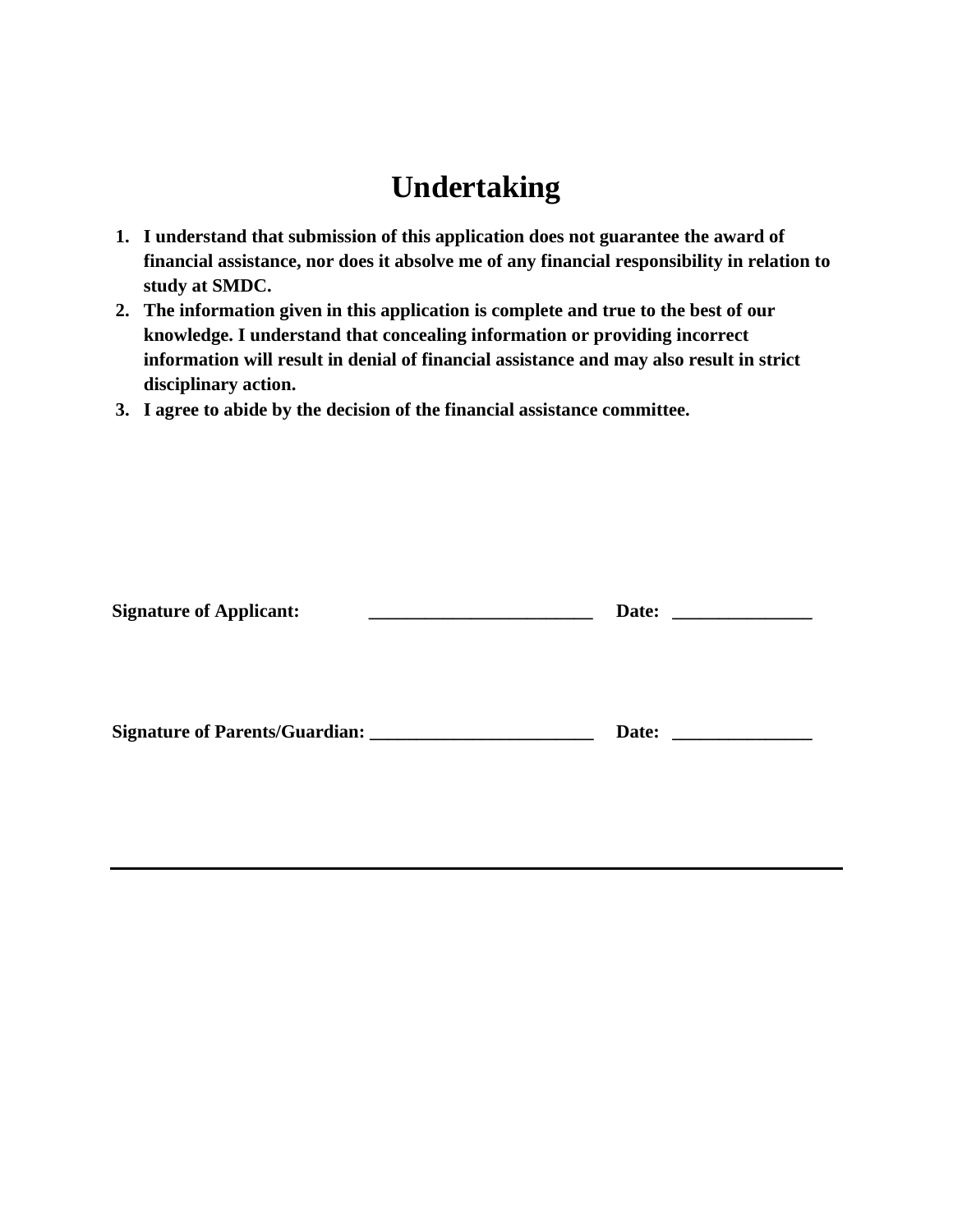# Undertaking

1. **I understand that submission of this application does not guarantee the award of financial assistance, nor does it absolve me of any financial responsibility in relation to study at SMDC.**
2. **The information given in this application is complete and true to the best of our knowledge. I understand that concealing information or providing incorrect information will result in denial of financial assistance and may also result in strict disciplinary action.**
3. **I agree to abide by the decision of the financial assistance committee.**

**Signature of Applicant:** _________________________ **Date:** _______________

**Signature of Parents/Guardian:** _________________________ **Date:** _______________

---